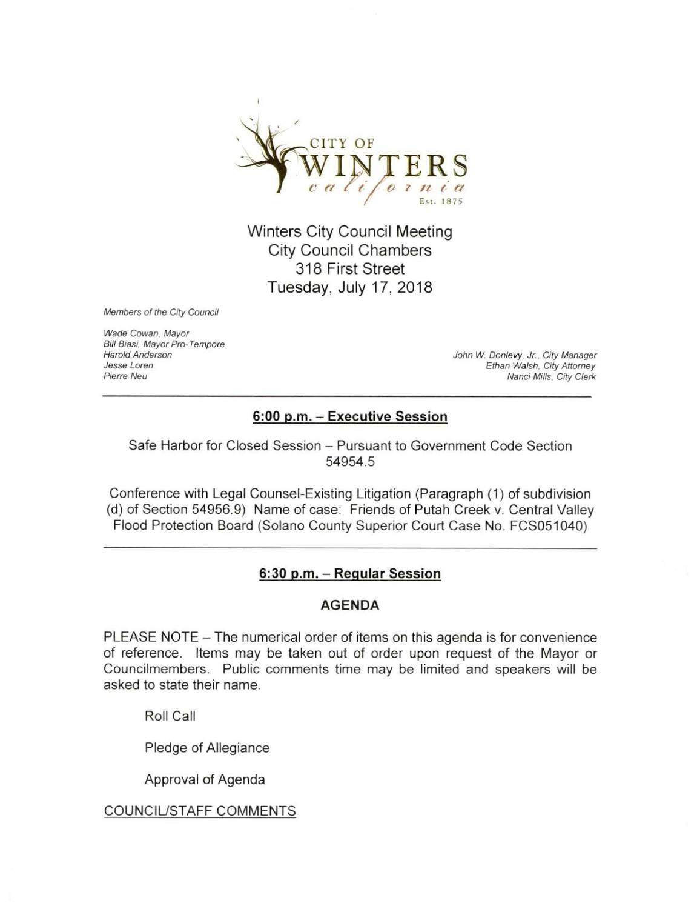CITY OF WINTERS california Est. 1875

# Winters City Council Meeting
## City Council Chambers
## 318 First Street
## Tuesday, July 17, 2018

*Members of the City Council*

*Wade Cowan, Mayor*
*Bill Biasi, Mayor Pro-Tempore*
*Harold Anderson*
*Jesse Loren*
*Pierre Neu*

*John W. Donlevy, Jr., City Manager*
*Ethan Walsh, City Attorney*
*Nanci Mills, City Clerk*

---

### **6:00 p.m. – Executive Session**

Safe Harbor for Closed Session – Pursuant to Government Code Section 54954.5

Conference with Legal Counsel-Existing Litigation (Paragraph (1) of subdivision (d) of Section 54956.9) Name of case: Friends of Putah Creek v. Central Valley Flood Protection Board (Solano County Superior Court Case No. FCS051040)

---

### **6:30 p.m. – Regular Session**

### **AGENDA**

PLEASE NOTE – The numerical order of items on this agenda is for convenience of reference. Items may be taken out of order upon request of the Mayor or Councilmembers. Public comments time may be limited and speakers will be asked to state their name.

Roll Call

Pledge of Allegiance

Approval of Agenda

COUNCIL/STAFF COMMENTS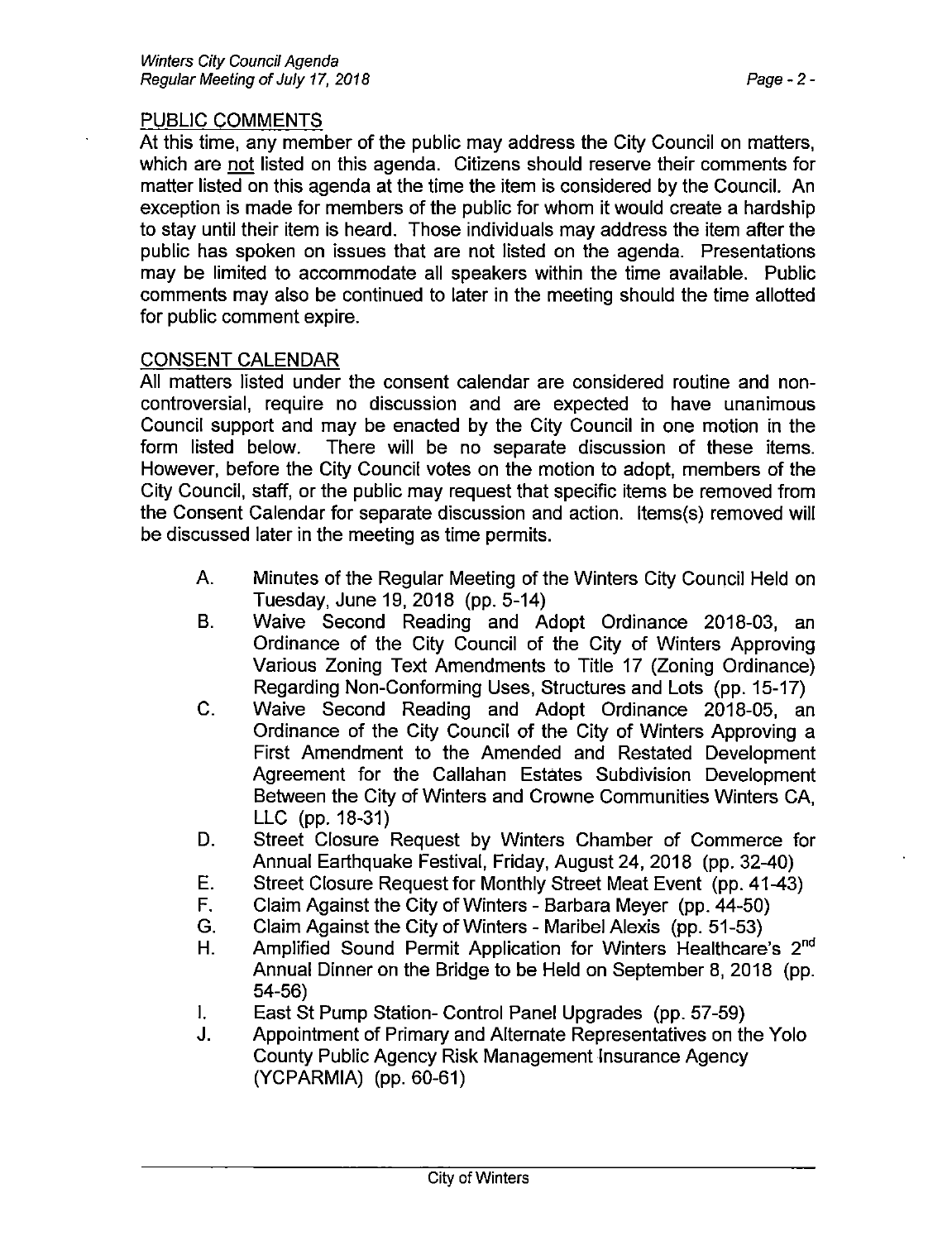## PUBLIC COMMENTS

At this time, any member of the public may address the City Council on matters, which are not listed on this agenda. Citizens should reserve their comments for matter listed on this agenda at the time the item is considered by the Council. An exception is made for members of the public for whom it would create a hardship to stay until their item is heard. Those individuals may address the item after the public has spoken on issues that are not listed on the agenda. Presentations may be limited to accommodate all speakers within the time available. Public comments may also be continued to later in the meeting should the time allotted for public comment expire.

## CONSENT CALENDAR

All matters listed under the consent calendar are considered routine and non-controversial, require no discussion and are expected to have unanimous Council support and may be enacted by the City Council in one motion in the form listed below. There will be no separate discussion of these items. However, before the City Council votes on the motion to adopt, members of the City Council, staff, or the public may request that specific items be removed from the Consent Calendar for separate discussion and action. Items(s) removed will be discussed later in the meeting as time permits.

A. Minutes of the Regular Meeting of the Winters City Council Held on Tuesday, June 19, 2018 (pp. 5-14)

B. Waive Second Reading and Adopt Ordinance 2018-03, an Ordinance of the City Council of the City of Winters Approving Various Zoning Text Amendments to Title 17 (Zoning Ordinance) Regarding Non-Conforming Uses, Structures and Lots (pp. 15-17)

C. Waive Second Reading and Adopt Ordinance 2018-05, an Ordinance of the City Council of the City of Winters Approving a First Amendment to the Amended and Restated Development Agreement for the Callahan Estates Subdivision Development Between the City of Winters and Crowne Communities Winters CA, LLC (pp. 18-31)

D. Street Closure Request by Winters Chamber of Commerce for Annual Earthquake Festival, Friday, August 24, 2018 (pp. 32-40)

E. Street Closure Request for Monthly Street Meat Event (pp. 41-43)

F. Claim Against the City of Winters - Barbara Meyer (pp. 44-50)

G. Claim Against the City of Winters - Maribel Alexis (pp. 51-53)

H. Amplified Sound Permit Application for Winters Healthcare's 2nd Annual Dinner on the Bridge to be Held on September 8, 2018 (pp. 54-56)

I. East St Pump Station- Control Panel Upgrades (pp. 57-59)

J. Appointment of Primary and Alternate Representatives on the Yolo County Public Agency Risk Management Insurance Agency (YCPARMIA) (pp. 60-61)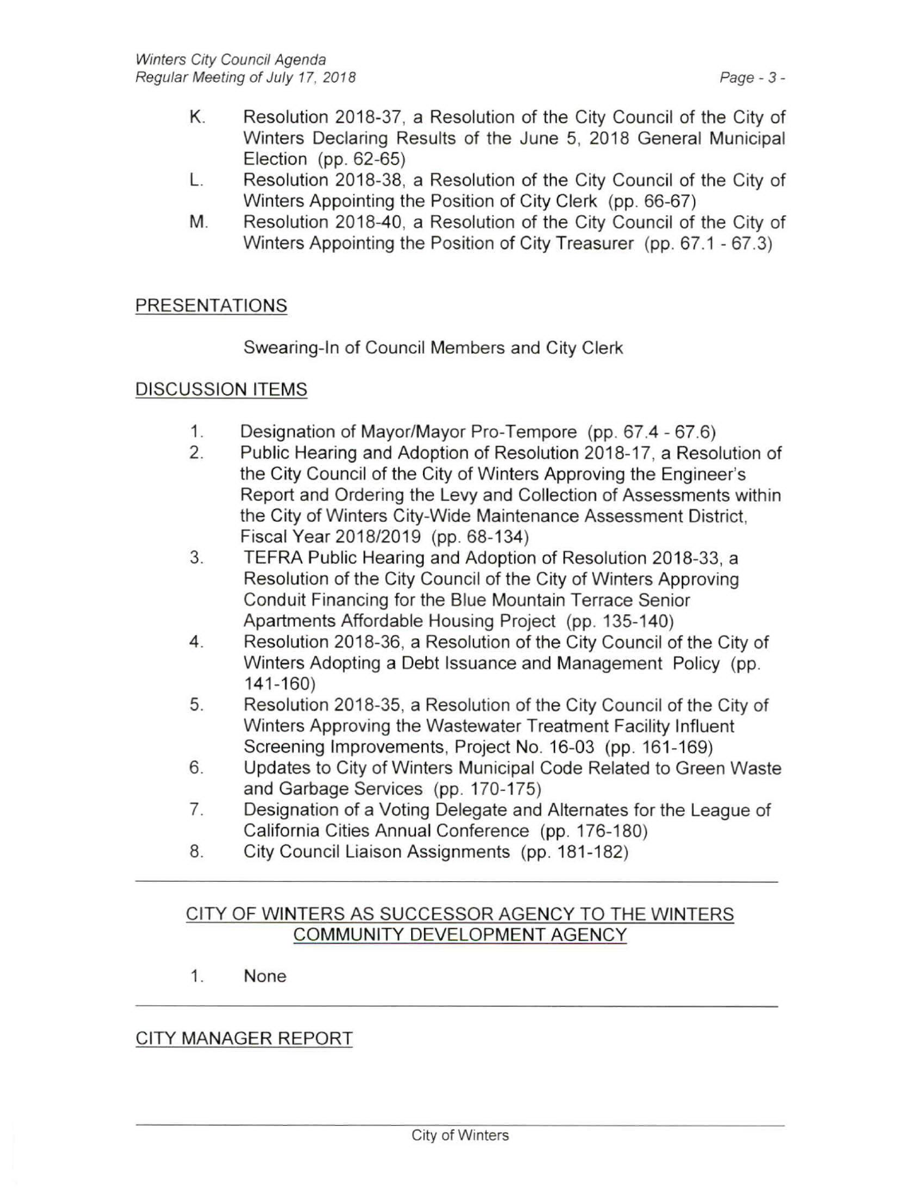K. Resolution 2018-37, a Resolution of the City Council of the City of Winters Declaring Results of the June 5, 2018 General Municipal Election (pp. 62-65)

L. Resolution 2018-38, a Resolution of the City Council of the City of Winters Appointing the Position of City Clerk (pp. 66-67)

M. Resolution 2018-40, a Resolution of the City Council of the City of Winters Appointing the Position of City Treasurer (pp. 67.1 - 67.3)

## PRESENTATIONS

Swearing-In of Council Members and City Clerk

## DISCUSSION ITEMS

1. Designation of Mayor/Mayor Pro-Tempore (pp. 67.4 - 67.6)
2. Public Hearing and Adoption of Resolution 2018-17, a Resolution of the City Council of the City of Winters Approving the Engineer's Report and Ordering the Levy and Collection of Assessments within the City of Winters City-Wide Maintenance Assessment District, Fiscal Year 2018/2019 (pp. 68-134)
3. TEFRA Public Hearing and Adoption of Resolution 2018-33, a Resolution of the City Council of the City of Winters Approving Conduit Financing for the Blue Mountain Terrace Senior Apartments Affordable Housing Project (pp. 135-140)
4. Resolution 2018-36, a Resolution of the City Council of the City of Winters Adopting a Debt Issuance and Management Policy (pp. 141-160)
5. Resolution 2018-35, a Resolution of the City Council of the City of Winters Approving the Wastewater Treatment Facility Influent Screening Improvements, Project No. 16-03 (pp. 161-169)
6. Updates to City of Winters Municipal Code Related to Green Waste and Garbage Services (pp. 170-175)
7. Designation of a Voting Delegate and Alternates for the League of California Cities Annual Conference (pp. 176-180)
8. City Council Liaison Assignments (pp. 181-182)

---

## CITY OF WINTERS AS SUCCESSOR AGENCY TO THE WINTERS COMMUNITY DEVELOPMENT AGENCY

1. None

---

## CITY MANAGER REPORT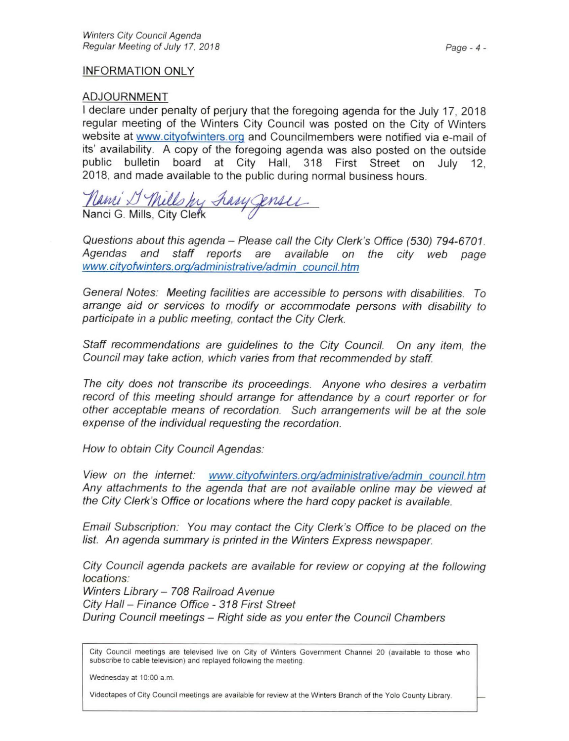## INFORMATION ONLY

## ADJOURNMENT

I declare under penalty of perjury that the foregoing agenda for the July 17, 2018 regular meeting of the Winters City Council was posted on the City of Winters website at www.cityofwinters.org and Councilmembers were notified via e-mail of its' availability. A copy of the foregoing agenda was also posted on the outside public bulletin board at City Hall, 318 First Street on July 12, 2018, and made available to the public during normal business hours.

Nanci G. Mills by Tracy Jensen

Nanci G. Mills, City Clerk

*Questions about this agenda – Please call the City Clerk's Office (530) 794-6701. Agendas and staff reports are available on the city web page www.cityofwinters.org/administrative/admin_council.htm*

*General Notes: Meeting facilities are accessible to persons with disabilities. To arrange aid or services to modify or accommodate persons with disability to participate in a public meeting, contact the City Clerk.*

*Staff recommendations are guidelines to the City Council. On any item, the Council may take action, which varies from that recommended by staff.*

*The city does not transcribe its proceedings. Anyone who desires a verbatim record of this meeting should arrange for attendance by a court reporter or for other acceptable means of recordation. Such arrangements will be at the sole expense of the individual requesting the recordation.*

*How to obtain City Council Agendas:*

*View on the internet: www.cityofwinters.org/administrative/admin_council.htm Any attachments to the agenda that are not available online may be viewed at the City Clerk's Office or locations where the hard copy packet is available.*

*Email Subscription: You may contact the City Clerk's Office to be placed on the list. An agenda summary is printed in the Winters Express newspaper.*

*City Council agenda packets are available for review or copying at the following locations:*
*Winters Library – 708 Railroad Avenue*
*City Hall – Finance Office - 318 First Street*
*During Council meetings – Right side as you enter the Council Chambers*

City Council meetings are televised live on City of Winters Government Channel 20 (available to those who subscribe to cable television) and replayed following the meeting.

Wednesday at 10:00 a.m.

Videotapes of City Council meetings are available for review at the Winters Branch of the Yolo County Library.